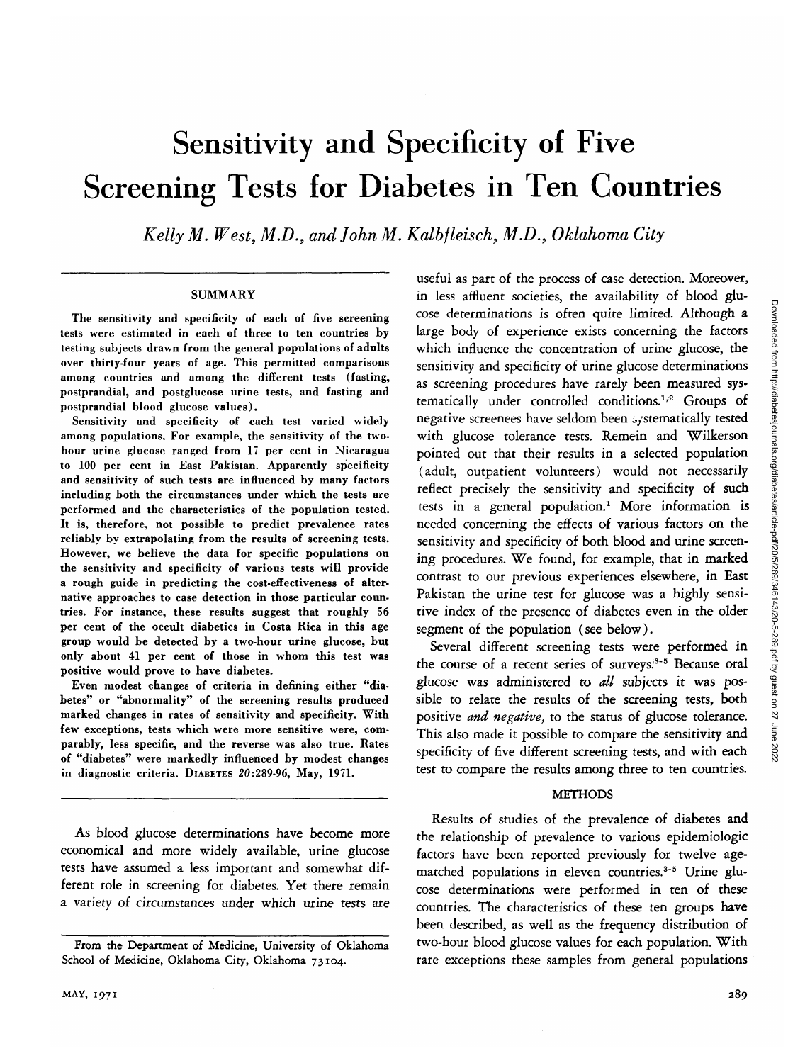# Sensitivity and Specificity of Five Screening Tests for Diabetes in Ten Countries

*Kelly M. West, M.D., and John M. Kalbfleisch, M.D., Oklahoma City*

## SUMMARY

The sensitivity and specificity of each of five screening tests were estimated in each of three to ten countries by testing subjects drawn from the general populations of adults over thirty-four years of age. This permitted comparisons among countries and among the different tests (fasting, postprandial, and postglucose urine tests, and fasting and postprandial blood glucose values).

Sensitivity and specificity of each test varied widely among populations. For example, the sensitivity of the two-hour urine glucose ranged from 17 per cent in Nicaragua to 100 per cent in East Pakistan. Apparently specificity and sensitivity of such tests are influenced by many factors including both the circumstances under which the tests are performed and the characteristics of the population tested. It is, therefore, not possible to predict prevalence rates reliably by extrapolating from the results of screening tests. However, we believe the data for specific populations on the sensitivity and specificity of various tests will provide a rough guide in predicting the cost-effectiveness of alternative approaches to case detection in those particular countries. For instance, these results suggest that roughly 56 per cent of the occult diabetics in Costa Rica in this age group would be detected by a two-hour urine glucose, but only about 41 per cent of those in whom this test was positive would prove to have diabetes.

Even modest changes of criteria in defining either "diabetes" or "abnormality" of the screening results produced marked changes in rates of sensitivity and specificity. With few exceptions, tests which were more sensitive were, comparably, less specific, and the reverse was also true. Rates of "diabetes" were markedly influenced by modest changes in diagnostic criteria. DIABETES 20:289-96, May, 1971.

As blood glucose determinations have become more economical and more widely available, urine glucose tests have assumed a less important and somewhat different role in screening for diabetes. Yet there remain a variety of circumstances under which urine tests are useful as part of the process of case detection. Moreover, in less affluent societies, the availability of blood glucose determinations is often quite limited. Although a large body of experience exists concerning the factors which influence the concentration of urine glucose, the sensitivity and specificity of urine glucose determinations as screening procedures have rarely been measured systematically under controlled conditions.[1,2] Groups of negative screenees have seldom been systematically tested with glucose tolerance tests. Remein and Wilkerson pointed out that their results in a selected population (adult, outpatient volunteers) would not necessarily reflect precisely the sensitivity and specificity of such tests in a general population.[1] More information is needed concerning the effects of various factors on the sensitivity and specificity of both blood and urine screening procedures. We found, for example, that in marked contrast to our previous experiences elsewhere, in East Pakistan the urine test for glucose was a highly sensitive index of the presence of diabetes even in the older segment of the population (see below).

Several different screening tests were performed in the course of a recent series of surveys.[3-5] Because oral glucose was administered to *all* subjects it was possible to relate the results of the screening tests, both positive *and negative,* to the status of glucose tolerance. This also made it possible to compare the sensitivity and specificity of five different screening tests, and with each test to compare the results among three to ten countries.

## METHODS

Results of studies of the prevalence of diabetes and the relationship of prevalence to various epidemiologic factors have been reported previously for twelve age-matched populations in eleven countries.[3-5] Urine glucose determinations were performed in ten of these countries. The characteristics of these ten groups have been described, as well as the frequency distribution of two-hour blood glucose values for each population. With rare exceptions these samples from general populations

From the Department of Medicine, University of Oklahoma School of Medicine, Oklahoma City, Oklahoma 73104.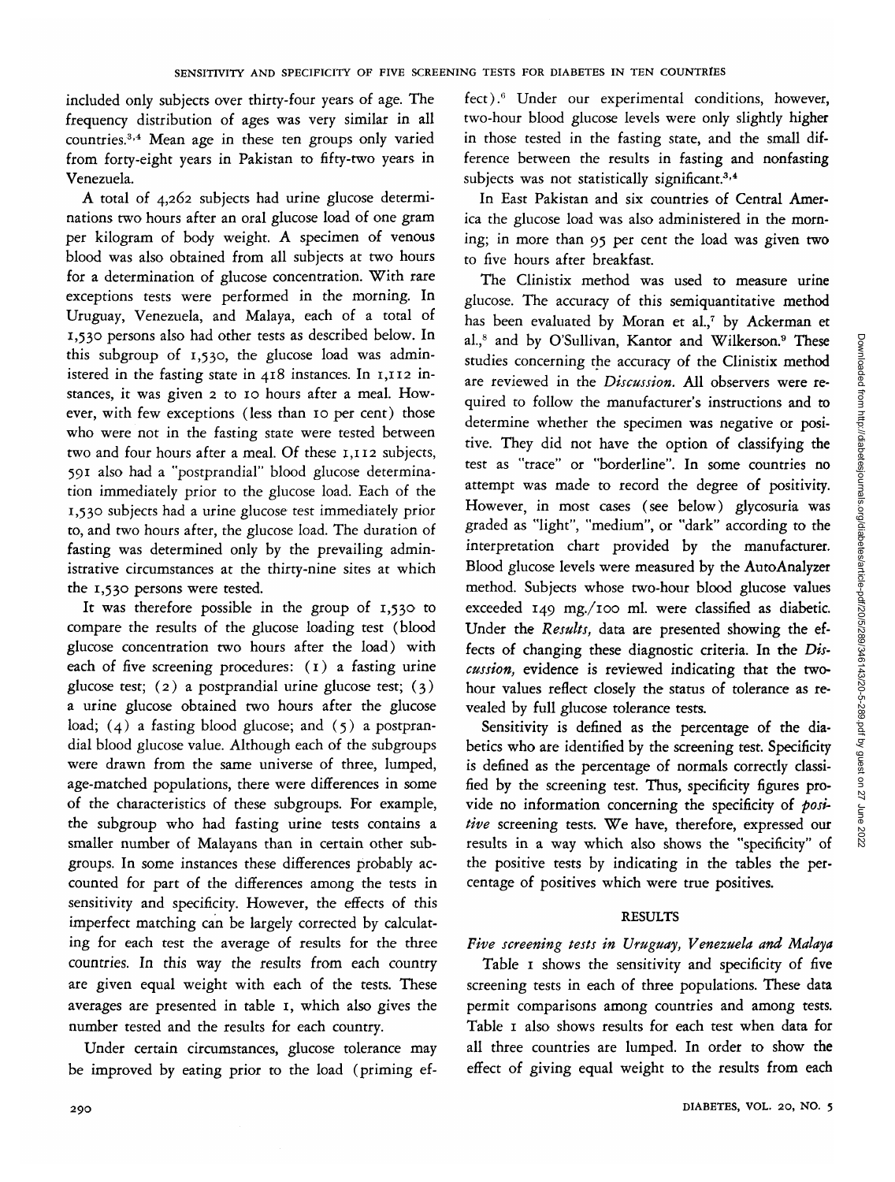included only subjects over thirty-four years of age. The frequency distribution of ages was very similar in all countries.[3,4] Mean age in these ten groups only varied from forty-eight years in Pakistan to fifty-two years in Venezuela.

A total of 4,262 subjects had urine glucose determinations two hours after an oral glucose load of one gram per kilogram of body weight. A specimen of venous blood was also obtained from all subjects at two hours for a determination of glucose concentration. With rare exceptions tests were performed in the morning. In Uruguay, Venezuela, and Malaya, each of a total of 1,530 persons also had other tests as described below. In this subgroup of 1,530, the glucose load was administered in the fasting state in 418 instances. In 1,112 instances, it was given 2 to 10 hours after a meal. However, with few exceptions (less than 10 per cent) those who were not in the fasting state were tested between two and four hours after a meal. Of these 1,112 subjects, 591 also had a "postprandial" blood glucose determination immediately prior to the glucose load. Each of the 1,530 subjects had a urine glucose test immediately prior to, and two hours after, the glucose load. The duration of fasting was determined only by the prevailing administrative circumstances at the thirty-nine sites at which the 1,530 persons were tested.

It was therefore possible in the group of 1,530 to compare the results of the glucose loading test (blood glucose concentration two hours after the load) with each of five screening procedures: (1) a fasting urine glucose test; (2) a postprandial urine glucose test; (3) a urine glucose obtained two hours after the glucose load; (4) a fasting blood glucose; and (5) a postprandial blood glucose value. Although each of the subgroups were drawn from the same universe of three, lumped, age-matched populations, there were differences in some of the characteristics of these subgroups. For example, the subgroup who had fasting urine tests contains a smaller number of Malayans than in certain other subgroups. In some instances these differences probably accounted for part of the differences among the tests in sensitivity and specificity. However, the effects of this imperfect matching can be largely corrected by calculating for each test the average of results for the three countries. In this way the results from each country are given equal weight with each of the tests. These averages are presented in table 1, which also gives the number tested and the results for each country.

Under certain circumstances, glucose tolerance may be improved by eating prior to the load (priming effect).[6] Under our experimental conditions, however, two-hour blood glucose levels were only slightly higher in those tested in the fasting state, and the small difference between the results in fasting and nonfasting subjects was not statistically significant.[3,4]

In East Pakistan and six countries of Central America the glucose load was also administered in the morning; in more than 95 per cent the load was given two to five hours after breakfast.

The Clinistix method was used to measure urine glucose. The accuracy of this semiquantitative method has been evaluated by Moran et al.,[7] by Ackerman et al.,[8] and by O'Sullivan, Kantor and Wilkerson.[9] These studies concerning the accuracy of the Clinistix method are reviewed in the *Discussion*. All observers were required to follow the manufacturer's instructions and to determine whether the specimen was negative or positive. They did not have the option of classifying the test as "trace" or "borderline". In some countries no attempt was made to record the degree of positivity. However, in most cases (see below) glycosuria was graded as "light", "medium", or "dark" according to the interpretation chart provided by the manufacturer. Blood glucose levels were measured by the AutoAnalyzer method. Subjects whose two-hour blood glucose values exceeded 149 mg./100 ml. were classified as diabetic. Under the *Results*, data are presented showing the effects of changing these diagnostic criteria. In the *Discussion*, evidence is reviewed indicating that the two-hour values reflect closely the status of tolerance as revealed by full glucose tolerance tests.

Sensitivity is defined as the percentage of the diabetics who are identified by the screening test. Specificity is defined as the percentage of normals correctly classified by the screening test. Thus, specificity figures provide no information concerning the specificity of *positive* screening tests. We have, therefore, expressed our results in a way which also shows the "specificity" of the positive tests by indicating in the tables the percentage of positives which were true positives.

## RESULTS

### *Five screening tests in Uruguay, Venezuela and Malaya*

Table 1 shows the sensitivity and specificity of five screening tests in each of three populations. These data permit comparisons among countries and among tests. Table 1 also shows results for each test when data for all three countries are lumped. In order to show the effect of giving equal weight to the results from each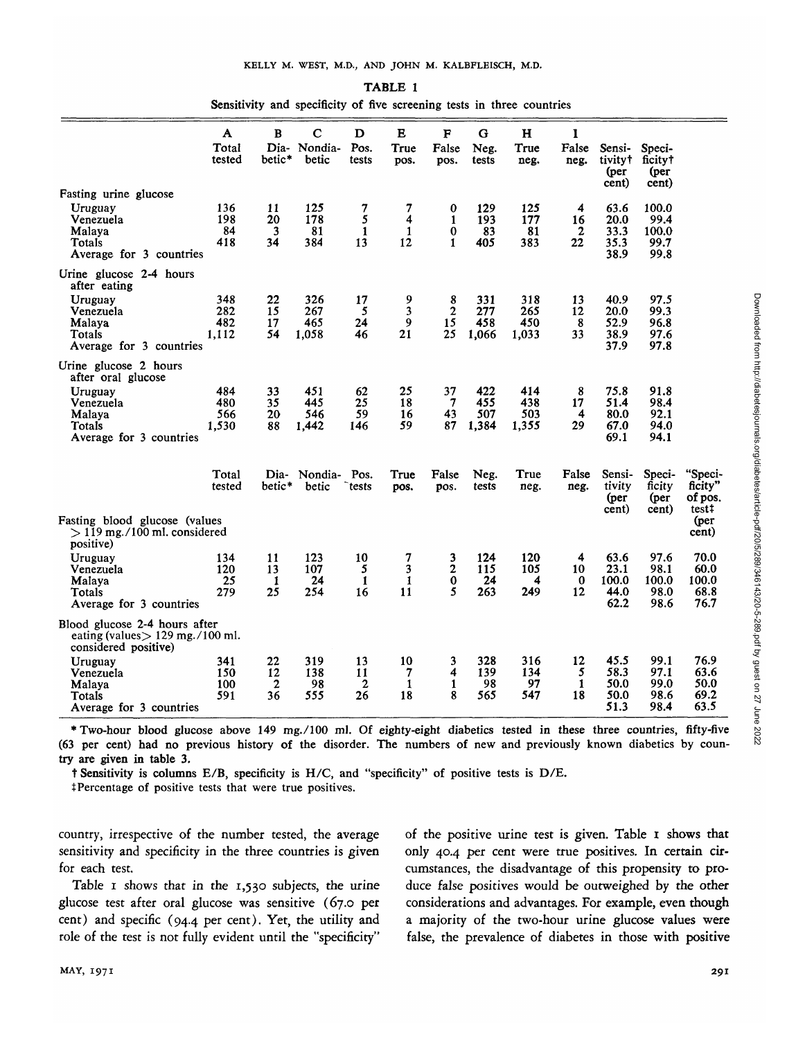TABLE 1

Sensitivity and specificity of five screening tests in three countries

| | A Total tested | B Diabetic* | C Nondiabetic | D Pos. tests | E True pos. | F False pos. | G Neg. tests | H True neg. | I False neg. | Sensitivity† (per cent) | Specificity† (per cent) | |
|---|---|---|---|---|---|---|---|---|---|---|---|---|
| **Fasting urine glucose** | | | | | | | | | | | | |
| Uruguay | 136 | 11 | 125 | 7 | 7 | 0 | 129 | 125 | 4 | 63.6 | 100.0 | |
| Venezuela | 198 | 20 | 178 | 5 | 4 | 1 | 193 | 177 | 16 | 20.0 | 99.4 | |
| Malaya | 84 | 3 | 81 | 1 | 1 | 0 | 83 | 81 | 2 | 33.3 | 100.0 | |
| Totals | 418 | 34 | 384 | 13 | 12 | 1 | 405 | 383 | 22 | 35.3 | 99.7 | |
| Average for 3 countries | | | | | | | | | | 38.9 | 99.8 | |
| **Urine glucose 2-4 hours after eating** | | | | | | | | | | | | |
| Uruguay | 348 | 22 | 326 | 17 | 9 | 8 | 331 | 318 | 13 | 40.9 | 97.5 | |
| Venezuela | 282 | 15 | 267 | 5 | 3 | 2 | 277 | 265 | 12 | 20.0 | 99.3 | |
| Malaya | 482 | 17 | 465 | 24 | 9 | 15 | 458 | 450 | 8 | 52.9 | 96.8 | |
| Totals | 1,112 | 54 | 1,058 | 46 | 21 | 25 | 1,066 | 1,033 | 33 | 38.9 | 97.6 | |
| Average for 3 countries | | | | | | | | | | 37.9 | 97.8 | |
| **Urine glucose 2 hours after oral glucose** | | | | | | | | | | | | |
| Uruguay | 484 | 33 | 451 | 62 | 25 | 37 | 422 | 414 | 8 | 75.8 | 91.8 | |
| Venezuela | 480 | 35 | 445 | 25 | 18 | 7 | 455 | 438 | 17 | 51.4 | 98.4 | |
| Malaya | 566 | 20 | 546 | 59 | 16 | 43 | 507 | 503 | 4 | 80.0 | 92.1 | |
| Totals | 1,530 | 88 | 1,442 | 146 | 59 | 87 | 1,384 | 1,355 | 29 | 67.0 | 94.0 | |
| Average for 3 countries | | | | | | | | | | 69.1 | 94.1 | |
| | **Total tested** | **Diabetic*** | **Nondiabetic** | **Pos. tests** | **True pos.** | **False pos.** | **Neg. tests** | **True neg.** | **False neg.** | **Sensitivity (per cent)** | **Specificity (per cent)** | **"Specificity" of pos. test‡ (per cent)** |
| **Fasting blood glucose (values > 119 mg./100 ml. considered positive)** | | | | | | | | | | | | |
| Uruguay | 134 | 11 | 123 | 10 | 7 | 3 | 124 | 120 | 4 | 63.6 | 97.6 | 70.0 |
| Venezuela | 120 | 13 | 107 | 5 | 3 | 2 | 115 | 105 | 10 | 23.1 | 98.1 | 60.0 |
| Malaya | 25 | 1 | 24 | 1 | 1 | 0 | 24 | 4 | 0 | 100.0 | 100.0 | 100.0 |
| Totals | 279 | 25 | 254 | 16 | 11 | 5 | 263 | 249 | 12 | 44.0 | 98.0 | 68.8 |
| Average for 3 countries | | | | | | | | | | 62.2 | 98.6 | 76.7 |
| **Blood glucose 2-4 hours after eating (values > 129 mg./100 ml. considered positive)** | | | | | | | | | | | | |
| Uruguay | 341 | 22 | 319 | 13 | 10 | 3 | 328 | 316 | 12 | 45.5 | 99.1 | 76.9 |
| Venezuela | 150 | 12 | 138 | 11 | 7 | 4 | 139 | 134 | 5 | 58.3 | 97.1 | 63.6 |
| Malaya | 100 | 2 | 98 | 2 | 1 | 1 | 98 | 97 | 1 | 50.0 | 99.0 | 50.0 |
| Totals | 591 | 36 | 555 | 26 | 18 | 8 | 565 | 547 | 18 | 50.0 | 98.6 | 69.2 |
| Average for 3 countries | | | | | | | | | | 51.3 | 98.4 | 63.5 |

\* Two-hour blood glucose above 149 mg./100 ml. Of eighty-eight diabetics tested in these three countries, fifty-five (63 per cent) had no previous history of the disorder. The numbers of new and previously known diabetics by country are given in table 3.

† Sensitivity is columns E/B, specificity is H/C, and "specificity" of positive tests is D/E.

‡ Percentage of positive tests that were true positives.

country, irrespective of the number tested, the average sensitivity and specificity in the three countries is given for each test.

Table 1 shows that in the 1,530 subjects, the urine glucose test after oral glucose was sensitive (67.0 per cent) and specific (94.4 per cent). Yet, the utility and role of the test is not fully evident until the "specificity" of the positive urine test is given. Table 1 shows that only 40.4 per cent were true positives. In certain circumstances, the disadvantage of this propensity to produce false positives would be outweighed by the other considerations and advantages. For example, even though a majority of the two-hour urine glucose values were false, the prevalence of diabetes in those with positive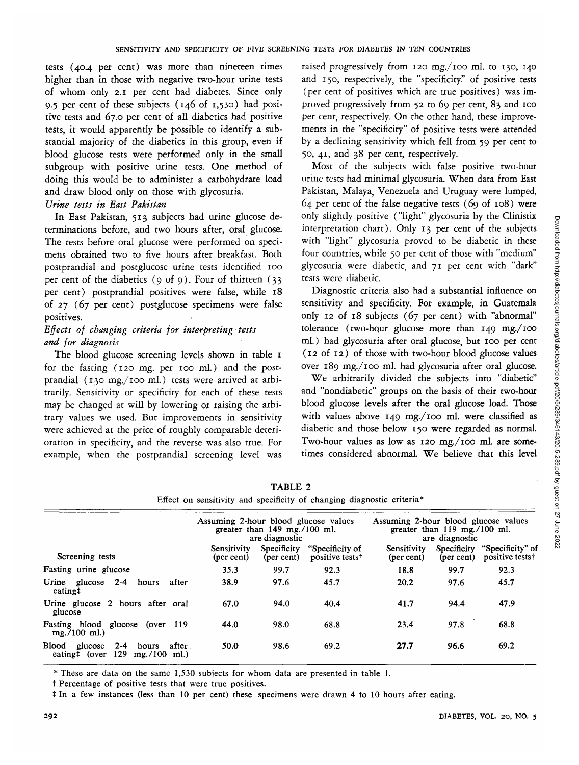tests (40.4 per cent) was more than nineteen times higher than in those with negative two-hour urine tests of whom only 2.1 per cent had diabetes. Since only 9.5 per cent of these subjects (146 of 1,530) had positive tests and 67.0 per cent of all diabetics had positive tests, it would apparently be possible to identify a substantial majority of the diabetics in this group, even if blood glucose tests were performed only in the small subgroup with positive urine tests. One method of doing this would be to administer a carbohydrate load and draw blood only on those with glycosuria.

*Urine tests in East Pakistan*

In East Pakistan, 513 subjects had urine glucose determinations before, and two hours after, oral glucose. The tests before oral glucose were performed on specimens obtained two to five hours after breakfast. Both postprandial and postglucose urine tests identified 100 per cent of the diabetics (9 of 9). Four of thirteen (33 per cent) postprandial positives were false, while 18 of 27 (67 per cent) postglucose specimens were false positives.

*Effects of changing criteria for interpreting tests and for diagnosis*

The blood glucose screening levels shown in table 1 for the fasting (120 mg. per 100 ml.) and the postprandial (130 mg./100 ml.) tests were arrived at arbitrarily. Sensitivity or specificity for each of these tests may be changed at will by lowering or raising the arbitrary values we used. But improvements in sensitivity were achieved at the price of roughly comparable deterioration in specificity, and the reverse was also true. For example, when the postprandial screening level was raised progressively from 120 mg./100 ml. to 130, 140 and 150, respectively, the "specificity" of positive tests (per cent of positives which are true positives) was improved progressively from 52 to 69 per cent, 83 and 100 per cent, respectively. On the other hand, these improvements in the "specificity" of positive tests were attended by a declining sensitivity which fell from 59 per cent to 50, 41, and 38 per cent, respectively.

Most of the subjects with false positive two-hour urine tests had minimal glycosuria. When data from East Pakistan, Malaya, Venezuela and Uruguay were lumped, 64 per cent of the false negative tests (69 of 108) were only slightly positive ("light" glycosuria by the Clinistix interpretation chart). Only 13 per cent of the subjects with "light" glycosuria proved to be diabetic in these four countries, while 50 per cent of those with "medium" glycosuria were diabetic, and 71 per cent with "dark" tests were diabetic.

Diagnostic criteria also had a substantial influence on sensitivity and specificity. For example, in Guatemala only 12 of 18 subjects (67 per cent) with "abnormal" tolerance (two-hour glucose more than 149 mg./100 ml.) had glycosuria after oral glucose, but 100 per cent (12 of 12) of those with two-hour blood glucose values over 189 mg./100 ml. had glycosuria after oral glucose.

We arbitrarily divided the subjects into "diabetic" and "nondiabetic" groups on the basis of their two-hour blood glucose levels after the oral glucose load. Those with values above 149 mg./100 ml. were classified as diabetic and those below 150 were regarded as normal. Two-hour values as low as 120 mg./100 ml. are sometimes considered abnormal. We believe that this level

**TABLE 2**

Effect on sensitivity and specificity of changing diagnostic criteria*

| Screening tests | Assuming 2-hour blood glucose values greater than 149 mg./100 ml. are diagnostic | | | Assuming 2-hour blood glucose values greater than 119 mg./100 ml. are diagnostic | | |
|---|---|---|---|---|---|---|
| | Sensitivity (per cent) | Specificity (per cent) | "Specificity of positive tests† | Sensitivity (per cent) | Specificity (per cent) | "Specificity" of positive tests† |
| Fasting urine glucose | 35.3 | 99.7 | 92.3 | 18.8 | 99.7 | 92.3 |
| Urine glucose 2-4 hours after eating‡ | 38.9 | 97.6 | 45.7 | 20.2 | 97.6 | 45.7 |
| Urine glucose 2 hours after oral glucose | 67.0 | 94.0 | 40.4 | 41.7 | 94.4 | 47.9 |
| Fasting blood glucose (over 119 mg./100 ml.) | 44.0 | 98.0 | 68.8 | 23.4 | 97.8 | 68.8 |
| Blood glucose 2-4 hours after eating‡ (over 129 mg./100 ml.) | 50.0 | 98.6 | 69.2 | 27.7 | 96.6 | 69.2 |

\* These are data on the same 1,530 subjects for whom data are presented in table 1.

† Percentage of positive tests that were true positives.

‡ In a few instances (less than 10 per cent) these specimens were drawn 4 to 10 hours after eating.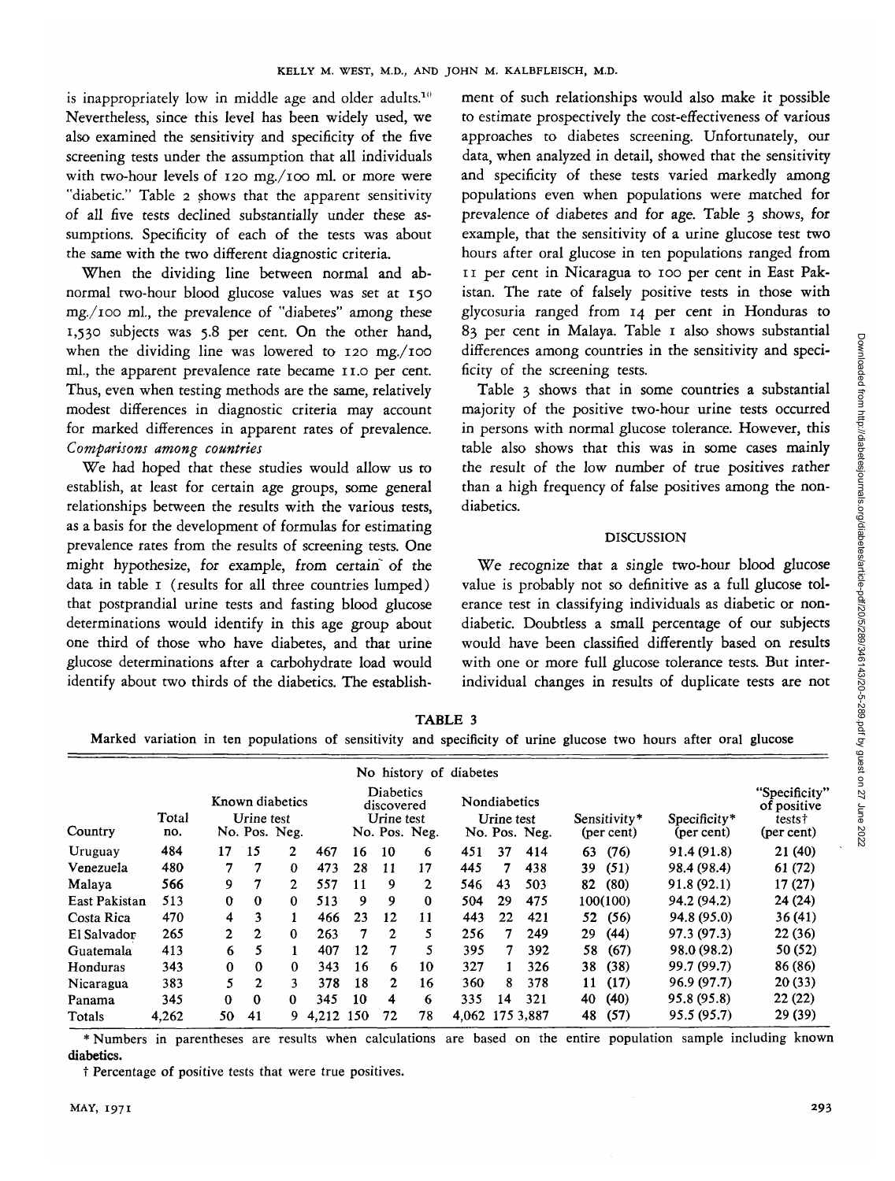is inappropriately low in middle age and older adults.[10] Nevertheless, since this level has been widely used, we also examined the sensitivity and specificity of the five screening tests under the assumption that all individuals with two-hour levels of 120 mg./100 ml. or more were "diabetic." Table 2 shows that the apparent sensitivity of all five tests declined substantially under these assumptions. Specificity of each of the tests was about the same with the two different diagnostic criteria.

When the dividing line between normal and abnormal two-hour blood glucose values was set at 150 mg./100 ml., the prevalence of "diabetes" among these 1,530 subjects was 5.8 per cent. On the other hand, when the dividing line was lowered to 120 mg./100 ml., the apparent prevalence rate became 11.0 per cent. Thus, even when testing methods are the same, relatively modest differences in diagnostic criteria may account for marked differences in apparent rates of prevalence.

*Comparisons among countries*

We had hoped that these studies would allow us to establish, at least for certain age groups, some general relationships between the results with the various tests, as a basis for the development of formulas for estimating prevalence rates from the results of screening tests. One might hypothesize, for example, from certain of the data in table 1 (results for all three countries lumped) that postprandial urine tests and fasting blood glucose determinations would identify in this age group about one third of those who have diabetes, and that urine glucose determinations after a carbohydrate load would identify about two thirds of the diabetics. The establishment of such relationships would also make it possible to estimate prospectively the cost-effectiveness of various approaches to diabetes screening. Unfortunately, our data, when analyzed in detail, showed that the sensitivity and specificity of these tests varied markedly among populations even when populations were matched for prevalence of diabetes and for age. Table 3 shows, for example, that the sensitivity of a urine glucose test two hours after oral glucose in ten populations ranged from 11 per cent in Nicaragua to 100 per cent in East Pakistan. The rate of falsely positive tests in those with glycosuria ranged from 14 per cent in Honduras to 83 per cent in Malaya. Table 1 also shows substantial differences among countries in the sensitivity and specificity of the screening tests.

Table 3 shows that in some countries a substantial majority of the positive two-hour urine tests occurred in persons with normal glucose tolerance. However, this table also shows that this was in some cases mainly the result of the low number of true positives rather than a high frequency of false positives among the nondiabetics.

## DISCUSSION

We recognize that a single two-hour blood glucose value is probably not so definitive as a full glucose tolerance test in classifying individuals as diabetic or nondiabetic. Doubtless a small percentage of our subjects would have been classified differently based on results with one or more full glucose tolerance tests. But interindividual changes in results of duplicate tests are not

**TABLE 3**

Marked variation in ten populations of sensitivity and specificity of urine glucose two hours after oral glucose

| Country | Total no. | Known diabetics No. | Urine test Pos. | Urine test Neg. | No history of diabetes | Diabetics discovered No. | Urine test Pos. | Urine test Neg. | Nondiabetics No. | Urine test Pos. | Urine test Neg. | Sensitivity* (per cent) | Specificity* (per cent) | "Specificity" of positive tests† (per cent) |
|---|---|---|---|---|---|---|---|---|---|---|---|---|---|---|
| Uruguay | 484 | 17 | 15 | 2 | 467 | 16 | 10 | 6 | 451 | 37 | 414 | 63 (76) | 91.4 (91.8) | 21 (40) |
| Venezuela | 480 | 7 | 7 | 0 | 473 | 28 | 11 | 17 | 445 | 7 | 438 | 39 (51) | 98.4 (98.4) | 61 (72) |
| Malaya | 566 | 9 | 7 | 2 | 557 | 11 | 9 | 2 | 546 | 43 | 503 | 82 (80) | 91.8 (92.1) | 17 (27) |
| East Pakistan | 513 | 0 | 0 | 0 | 513 | 9 | 9 | 0 | 504 | 29 | 475 | 100(100) | 94.2 (94.2) | 24 (24) |
| Costa Rica | 470 | 4 | 3 | 1 | 466 | 23 | 12 | 11 | 443 | 22 | 421 | 52 (56) | 94.8 (95.0) | 36 (41) |
| El Salvador | 265 | 2 | 2 | 0 | 263 | 7 | 2 | 5 | 256 | 7 | 249 | 29 (44) | 97.3 (97.3) | 22 (36) |
| Guatemala | 413 | 6 | 5 | 1 | 407 | 12 | 7 | 5 | 395 | 7 | 392 | 58 (67) | 98.0 (98.2) | 50 (52) |
| Honduras | 343 | 0 | 0 | 0 | 343 | 16 | 6 | 10 | 327 | 1 | 326 | 38 (38) | 99.7 (99.7) | 86 (86) |
| Nicaragua | 383 | 5 | 2 | 3 | 378 | 18 | 2 | 16 | 360 | 8 | 378 | 11 (17) | 96.9 (97.7) | 20 (33) |
| Panama | 345 | 0 | 0 | 0 | 345 | 10 | 4 | 6 | 335 | 14 | 321 | 40 (40) | 95.8 (95.8) | 22 (22) |
| Totals | 4,262 | 50 | 41 | 9 | 4,212 | 150 | 72 | 78 | 4,062 | 175 | 3,887 | 48 (57) | 95.5 (95.7) | 29 (39) |

\* Numbers in parentheses are results when calculations are based on the entire population sample including known diabetics.

† Percentage of positive tests that were true positives.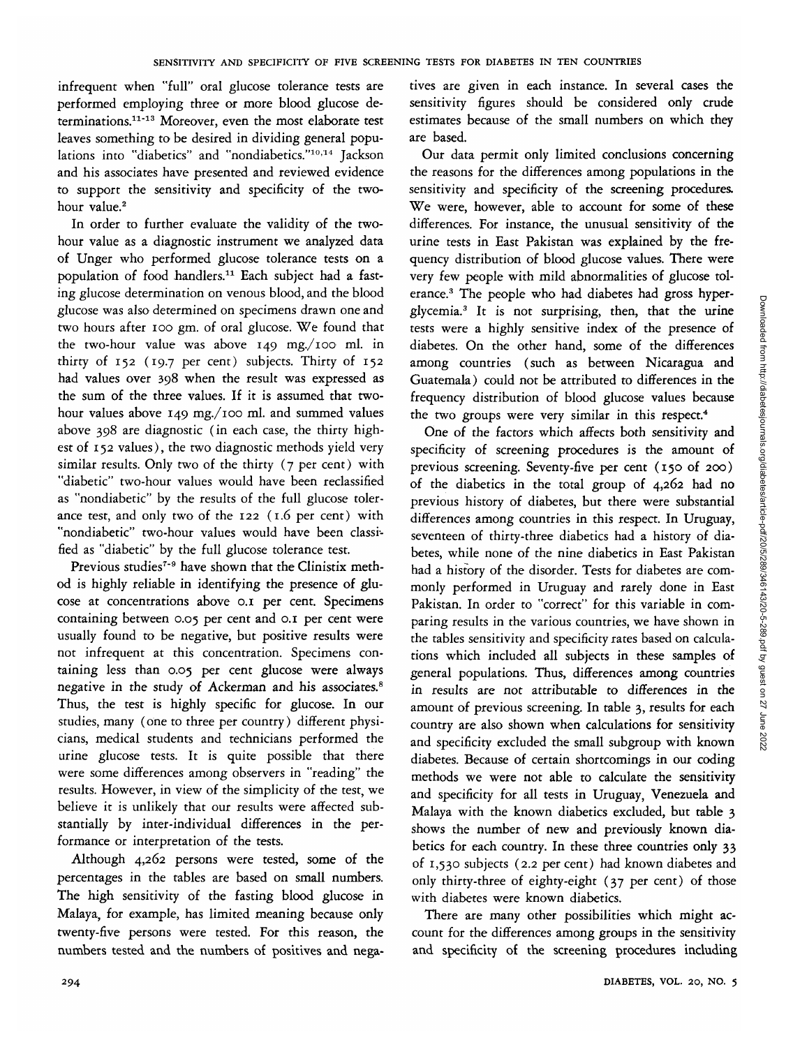infrequent when "full" oral glucose tolerance tests are performed employing three or more blood glucose determinations.[11-13] Moreover, even the most elaborate test leaves something to be desired in dividing general populations into "diabetics" and "nondiabetics."[10,14] Jackson and his associates have presented and reviewed evidence to support the sensitivity and specificity of the two-hour value.[2]

In order to further evaluate the validity of the two-hour value as a diagnostic instrument we analyzed data of Unger who performed glucose tolerance tests on a population of food handlers.[11] Each subject had a fasting glucose determination on venous blood, and the blood glucose was also determined on specimens drawn one and two hours after 100 gm. of oral glucose. We found that the two-hour value was above 149 mg./100 ml. in thirty of 152 (19.7 per cent) subjects. Thirty of 152 had values over 398 when the result was expressed as the sum of the three values. If it is assumed that two-hour values above 149 mg./100 ml. and summed values above 398 are diagnostic (in each case, the thirty highest of 152 values), the two diagnostic methods yield very similar results. Only two of the thirty (7 per cent) with "diabetic" two-hour values would have been reclassified as "nondiabetic" by the results of the full glucose tolerance test, and only two of the 122 (1.6 per cent) with "nondiabetic" two-hour values would have been classified as "diabetic" by the full glucose tolerance test.

Previous studies[7-9] have shown that the Clinistix method is highly reliable in identifying the presence of glucose at concentrations above 0.1 per cent. Specimens containing between 0.05 per cent and 0.1 per cent were usually found to be negative, but positive results were not infrequent at this concentration. Specimens containing less than 0.05 per cent glucose were always negative in the study of Ackerman and his associates.[8] Thus, the test is highly specific for glucose. In our studies, many (one to three per country) different physicians, medical students and technicians performed the urine glucose tests. It is quite possible that there were some differences among observers in "reading" the results. However, in view of the simplicity of the test, we believe it is unlikely that our results were affected substantially by inter-individual differences in the performance or interpretation of the tests.

Although 4,262 persons were tested, some of the percentages in the tables are based on small numbers. The high sensitivity of the fasting blood glucose in Malaya, for example, has limited meaning because only twenty-five persons were tested. For this reason, the numbers tested and the numbers of positives and negatives are given in each instance. In several cases the sensitivity figures should be considered only crude estimates because of the small numbers on which they are based.

Our data permit only limited conclusions concerning the reasons for the differences among populations in the sensitivity and specificity of the screening procedures. We were, however, able to account for some of these differences. For instance, the unusual sensitivity of the urine tests in East Pakistan was explained by the frequency distribution of blood glucose values. There were very few people with mild abnormalities of glucose tolerance.[3] The people who had diabetes had gross hyperglycemia.[3] It is not surprising, then, that the urine tests were a highly sensitive index of the presence of diabetes. On the other hand, some of the differences among countries (such as between Nicaragua and Guatemala) could not be attributed to differences in the frequency distribution of blood glucose values because the two groups were very similar in this respect.[4]

One of the factors which affects both sensitivity and specificity of screening procedures is the amount of previous screening. Seventy-five per cent (150 of 200) of the diabetics in the total group of 4,262 had no previous history of diabetes, but there were substantial differences among countries in this respect. In Uruguay, seventeen of thirty-three diabetics had a history of diabetes, while none of the nine diabetics in East Pakistan had a history of the disorder. Tests for diabetes are commonly performed in Uruguay and rarely done in East Pakistan. In order to "correct" for this variable in comparing results in the various countries, we have shown in the tables sensitivity and specificity rates based on calculations which included all subjects in these samples of general populations. Thus, differences among countries in results are not attributable to differences in the amount of previous screening. In table 3, results for each country are also shown when calculations for sensitivity and specificity excluded the small subgroup with known diabetes. Because of certain shortcomings in our coding methods we were not able to calculate the sensitivity and specificity for all tests in Uruguay, Venezuela and Malaya with the known diabetics excluded, but table 3 shows the number of new and previously known diabetics for each country. In these three countries only 33 of 1,530 subjects (2.2 per cent) had known diabetes and only thirty-three of eighty-eight (37 per cent) of those with diabetes were known diabetics.

There are many other possibilities which might account for the differences among groups in the sensitivity and specificity of the screening procedures including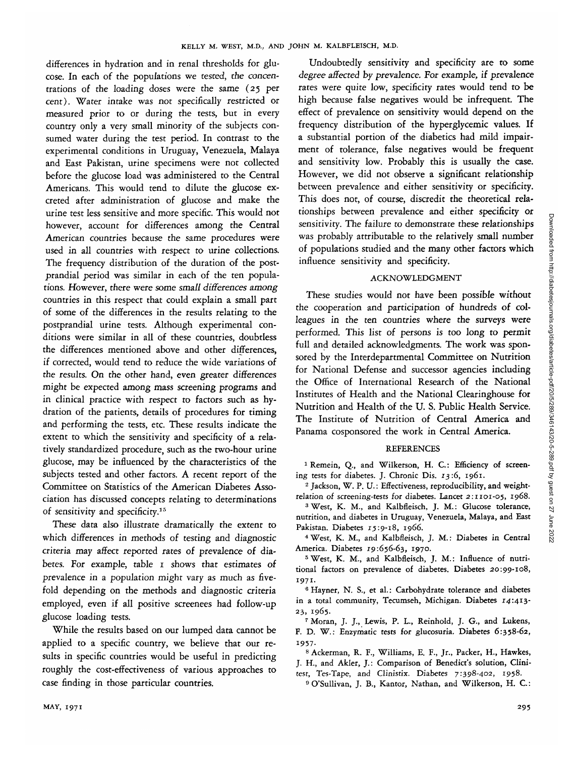differences in hydration and in renal thresholds for glucose. In each of the populations we tested, the concentrations of the loading doses were the same (25 per cent). Water intake was not specifically restricted or measured prior to or during the tests, but in every country only a very small minority of the subjects consumed water during the test period. In contrast to the experimental conditions in Uruguay, Venezuela, Malaya and East Pakistan, urine specimens were not collected before the glucose load was administered to the Central Americans. This would tend to dilute the glucose excreted after administration of glucose and make the urine test less sensitive and more specific. This would not however, account for differences among the Central American countries because the same procedures were used in all countries with respect to urine collections. The frequency distribution of the duration of the postprandial period was similar in each of the ten populations. However, there were some small differences among countries in this respect that could explain a small part of some of the differences in the results relating to the postprandial urine tests. Although experimental conditions were similar in all of these countries, doubtless the differences mentioned above and other differences, if corrected, would tend to reduce the wide variations of the results. On the other hand, even greater differences might be expected among mass screening programs and in clinical practice with respect to factors such as hydration of the patients, details of procedures for timing and performing the tests, etc. These results indicate the extent to which the sensitivity and specificity of a relatively standardized procedure, such as the two-hour urine glucose, may be influenced by the characteristics of the subjects tested and other factors. A recent report of the Committee on Statistics of the American Diabetes Association has discussed concepts relating to determinations of sensitivity and specificity.[15]

These data also illustrate dramatically the extent to which differences in methods of testing and diagnostic criteria may affect reported rates of prevalence of diabetes. For example, table 1 shows that estimates of prevalence in a population might vary as much as fivefold depending on the methods and diagnostic criteria employed, even if all positive screenees had follow-up glucose loading tests.

While the results based on our lumped data cannot be applied to a specific country, we believe that our results in specific countries would be useful in predicting roughly the cost-effectiveness of various approaches to case finding in those particular countries.

Undoubtedly sensitivity and specificity are to some degree affected by prevalence. For example, if prevalence rates were quite low, specificity rates would tend to be high because false negatives would be infrequent. The effect of prevalence on sensitivity would depend on the frequency distribution of the hyperglycemic values. If a substantial portion of the diabetics had mild impairment of tolerance, false negatives would be frequent and sensitivity low. Probably this is usually the case. However, we did not observe a significant relationship between prevalence and either sensitivity or specificity. This does not, of course, discredit the theoretical relationships between prevalence and either specificity or sensitivity. The failure to demonstrate these relationships was probably attributable to the relatively small number of populations studied and the many other factors which influence sensitivity and specificity.

## ACKNOWLEDGMENT

These studies would not have been possible without the cooperation and participation of hundreds of colleagues in the ten countries where the surveys were performed. This list of persons is too long to permit full and detailed acknowledgments. The work was sponsored by the Interdepartmental Committee on Nutrition for National Defense and successor agencies including the Office of International Research of the National Institutes of Health and the National Clearinghouse for Nutrition and Health of the U. S. Public Health Service. The Institute of Nutrition of Central America and Panama cosponsored the work in Central America.

## REFERENCES

1 Remein, Q., and Wilkerson, H. C.: Efficiency of screening tests for diabetes. J. Chronic Dis. 13:6, 1961.

2 Jackson, W. P. U.: Effectiveness, reproducibility, and weight-relation of screening-tests for diabetes. Lancet 2:1101-05, 1968.

3 West, K. M., and Kalbfleisch, J. M.: Glucose tolerance, nutrition, and diabetes in Uruguay, Venezuela, Malaya, and East Pakistan. Diabetes 15:9-18, 1966.

4 West, K. M., and Kalbfleisch, J. M.: Diabetes in Central America. Diabetes 19:656-63, 1970.

5 West, K. M., and Kalbfleisch, J. M.: Influence of nutritional factors on prevalence of diabetes. Diabetes 20:99-108, 1971.

6 Hayner, N. S., et al.: Carbohydrate tolerance and diabetes in a total community, Tecumseh, Michigan. Diabetes 14:413-23, 1965.

7 Moran, J. J., Lewis, P. L., Reinhold, J. G., and Lukens, F. D. W.: Enzymatic tests for glucosuria. Diabetes 6:358-62, 1957.

8 Ackerman, R. F., Williams, E. F., Jr., Packer, H., Hawkes, J. H., and Akler, J.: Comparison of Benedict's solution, Clinitest, Tes-Tape, and Clinistix. Diabetes 7:398-402, 1958.

9 O'Sullivan, J. B., Kantor, Nathan, and Wilkerson, H. C.: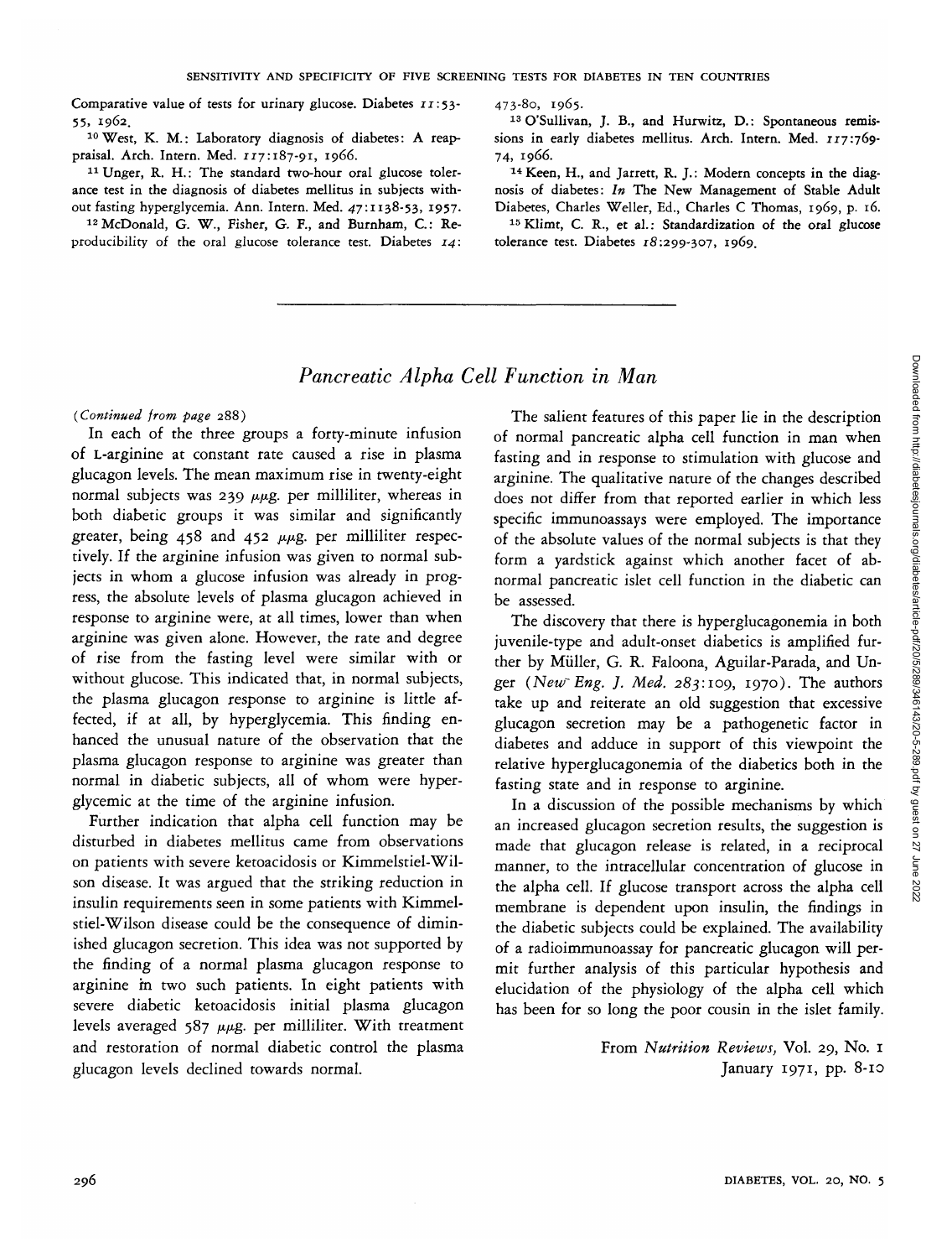Comparative value of tests for urinary glucose. Diabetes *11*:53-55, 1962.

[10] West, K. M.: Laboratory diagnosis of diabetes: A reappraisal. Arch. Intern. Med. *117*:187-91, 1966.

[11] Unger, R. H.: The standard two-hour oral glucose tolerance test in the diagnosis of diabetes mellitus in subjects without fasting hyperglycemia. Ann. Intern. Med. *47*:1138-53, 1957.

[12] McDonald, G. W., Fisher, G. F., and Burnham, C.: Reproducibility of the oral glucose tolerance test. Diabetes *14*:473-80, 1965.

[13] O'Sullivan, J. B., and Hurwitz, D.: Spontaneous remissions in early diabetes mellitus. Arch. Intern. Med. *117*:769-74, 1966.

[14] Keen, H., and Jarrett, R. J.: Modern concepts in the diagnosis of diabetes: *In* The New Management of Stable Adult Diabetes, Charles Weller, Ed., Charles C Thomas, 1969, p. 16.

[15] Klimt, C. R., et al.: Standardization of the oral glucose tolerance test. Diabetes *18*:299-307, 1969.

---

# *Pancreatic Alpha Cell Function in Man*

*(Continued from page 288)*

In each of the three groups a forty-minute infusion of L-arginine at constant rate caused a rise in plasma glucagon levels. The mean maximum rise in twenty-eight normal subjects was 239 $\mu\mu$g. per milliliter, whereas in both diabetic groups it was similar and significantly greater, being 458 and 452 $\mu\mu$g. per milliliter respectively. If the arginine infusion was given to normal subjects in whom a glucose infusion was already in progress, the absolute levels of plasma glucagon achieved in response to arginine were, at all times, lower than when arginine was given alone. However, the rate and degree of rise from the fasting level were similar with or without glucose. This indicated that, in normal subjects, the plasma glucagon response to arginine is little affected, if at all, by hyperglycemia. This finding enhanced the unusual nature of the observation that the plasma glucagon response to arginine was greater than normal in diabetic subjects, all of whom were hyperglycemic at the time of the arginine infusion.

Further indication that alpha cell function may be disturbed in diabetes mellitus came from observations on patients with severe ketoacidosis or Kimmelstiel-Wilson disease. It was argued that the striking reduction in insulin requirements seen in some patients with Kimmelstiel-Wilson disease could be the consequence of diminished glucagon secretion. This idea was not supported by the finding of a normal plasma glucagon response to arginine in two such patients. In eight patients with severe diabetic ketoacidosis initial plasma glucagon levels averaged 587 $\mu\mu$g. per milliliter. With treatment and restoration of normal diabetic control the plasma glucagon levels declined towards normal.

The salient features of this paper lie in the description of normal pancreatic alpha cell function in man when fasting and in response to stimulation with glucose and arginine. The qualitative nature of the changes described does not differ from that reported earlier in which less specific immunoassays were employed. The importance of the absolute values of the normal subjects is that they form a yardstick against which another facet of abnormal pancreatic islet cell function in the diabetic can be assessed.

The discovery that there is hyperglucagonemia in both juvenile-type and adult-onset diabetics is amplified further by Müller, G. R. Faloona, Aguilar-Parada, and Unger (*New Eng. J. Med. 283*:109, 1970). The authors take up and reiterate an old suggestion that excessive glucagon secretion may be a pathogenetic factor in diabetes and adduce in support of this viewpoint the relative hyperglucagonemia of the diabetics both in the fasting state and in response to arginine.

In a discussion of the possible mechanisms by which an increased glucagon secretion results, the suggestion is made that glucagon release is related, in a reciprocal manner, to the intracellular concentration of glucose in the alpha cell. If glucose transport across the alpha cell membrane is dependent upon insulin, the findings in the diabetic subjects could be explained. The availability of a radioimmunoassay for pancreatic glucagon will permit further analysis of this particular hypothesis and elucidation of the physiology of the alpha cell which has been for so long the poor cousin in the islet family.

From *Nutrition Reviews*, Vol. 29, No. 1
January 1971, pp. 8-10